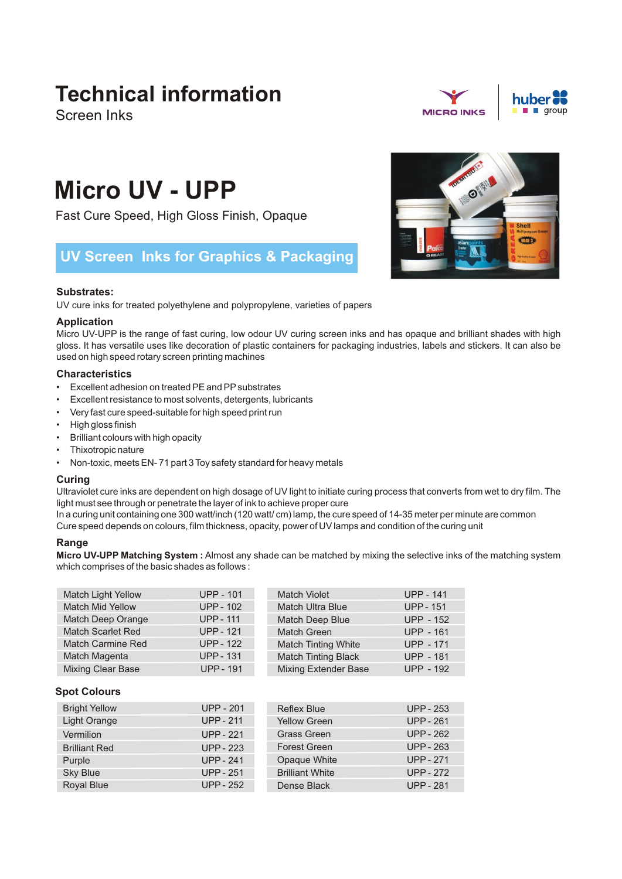# Technical information

Screen Inks

MICRO INKS | huber group

# Micro UV - UPP

Fast Cure Speed, High Gloss Finish, Opaque

## UV Screen Inks for Graphics & Packaging

### Substrates:

UV cure inks for treated polyethylene and polypropylene, varieties of papers

### Application

Micro UV-UPP is the range of fast curing, low odour UV curing screen inks and has opaque and brilliant shades with high gloss. It has versatile uses like decoration of plastic containers for packaging industries, labels and stickers. It can also be used on high speed rotary screen printing machines

### Characteristics

- Excellent adhesion on treated PE and PP substrates
- Excellent resistance to most solvents, detergents, lubricants
- Very fast cure speed-suitable for high speed print run
- High gloss finish
- Brilliant colours with high opacity
- Thixotropic nature
- Non-toxic, meets EN- 71 part 3 Toy safety standard for heavy metals

### Curing

Ultraviolet cure inks are dependent on high dosage of UV light to initiate curing process that converts from wet to dry film. The light must see through or penetrate the layer of ink to achieve proper cure

In a curing unit containing one 300 watt/inch (120 watt/ cm) lamp, the cure speed of 14-35 meter per minute are common

Cure speed depends on colours, film thickness, opacity, power of UV lamps and condition of the curing unit

### Range

**Micro UV-UPP Matching System :** Almost any shade can be matched by mixing the selective inks of the matching system which comprises of the basic shades as follows :

| Match Light Yellow | UPP - 101 |
|---|---|
| Match Mid Yellow | UPP - 102 |
| Match Deep Orange | UPP - 111 |
| Match Scarlet Red | UPP - 121 |
| Match Carmine Red | UPP - 122 |
| Match Magenta | UPP - 131 |
| Mixing Clear Base | UPP - 191 |

| Match Violet | UPP - 141 |
|---|---|
| Match Ultra Blue | UPP - 151 |
| Match Deep Blue | UPP - 152 |
| Match Green | UPP - 161 |
| Match Tinting White | UPP - 171 |
| Match Tinting Black | UPP - 181 |
| Mixing Extender Base | UPP - 192 |

### Spot Colours

| Bright Yellow | UPP - 201 |
|---|---|
| Light Orange | UPP - 211 |
| Vermilion | UPP - 221 |
| Brilliant Red | UPP - 223 |
| Purple | UPP - 241 |
| Sky Blue | UPP - 251 |
| Royal Blue | UPP - 252 |

| Reflex Blue | UPP - 253 |
|---|---|
| Yellow Green | UPP - 261 |
| Grass Green | UPP - 262 |
| Forest Green | UPP - 263 |
| Opaque White | UPP - 271 |
| Brilliant White | UPP - 272 |
| Dense Black | UPP - 281 |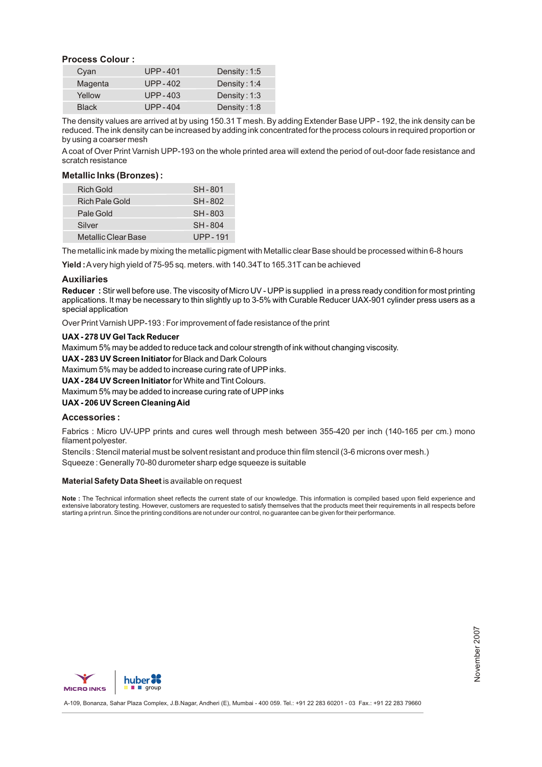## Process Colour :

| | | |
|---|---|---|
| Cyan | UPP - 401 | Density : 1:5 |
| Magenta | UPP - 402 | Density : 1:4 |
| Yellow | UPP - 403 | Density : 1:3 |
| Black | UPP - 404 | Density : 1:8 |

The density values are arrived at by using 150.31 T mesh. By adding Extender Base UPP - 192, the ink density can be reduced. The ink density can be increased by adding ink concentrated for the process colours in required proportion or by using a coarser mesh

A coat of Over Print Varnish UPP-193 on the whole printed area will extend the period of out-door fade resistance and scratch resistance

## Metallic Inks (Bronzes) :

| | |
|---|---|
| Rich Gold | SH - 801 |
| Rich Pale Gold | SH - 802 |
| Pale Gold | SH - 803 |
| Silver | SH - 804 |
| Metallic Clear Base | UPP - 191 |

The metallic ink made by mixing the metallic pigment with Metallic clear Base should be processed within 6-8 hours

**Yield :** A very high yield of 75-95 sq. meters. with 140.34T to 165.31T can be achieved

## Auxiliaries

**Reducer :** Stir well before use. The viscosity of Micro UV - UPP is supplied in a press ready condition for most printing applications. It may be necessary to thin slightly up to 3-5% with Curable Reducer UAX-901 cylinder press users as a special application

Over Print Varnish UPP-193 : For improvement of fade resistance of the print

**UAX - 278 UV Gel Tack Reducer**

Maximum 5% may be added to reduce tack and colour strength of ink without changing viscosity.

**UAX - 283 UV Screen Initiator** for Black and Dark Colours

Maximum 5% may be added to increase curing rate of UPP inks.

**UAX - 284 UV Screen Initiator** for White and Tint Colours.

Maximum 5% may be added to increase curing rate of UPP inks

**UAX - 206 UV Screen Cleaning Aid**

## Accessories :

Fabrics : Micro UV-UPP prints and cures well through mesh between 355-420 per inch (140-165 per cm.) mono filament polyester.

Stencils : Stencil material must be solvent resistant and produce thin film stencil (3-6 microns over mesh.)

Squeeze : Generally 70-80 durometer sharp edge squeeze is suitable

**Material Safety Data Sheet** is available on request

**Note :** The Technical information sheet reflects the current state of our knowledge. This information is compiled based upon field experience and extensive laboratory testing. However, customers are requested to satisfy themselves that the products meet their requirements in all respects before starting a print run. Since the printing conditions are not under our control, no guarantee can be given for their performance.

November 2007

MICRO INKS | huber group

A-109, Bonanza, Sahar Plaza Complex, J.B.Nagar, Andheri (E), Mumbai - 400 059. Tel.: +91 22 283 60201 - 03 Fax.: +91 22 283 79660